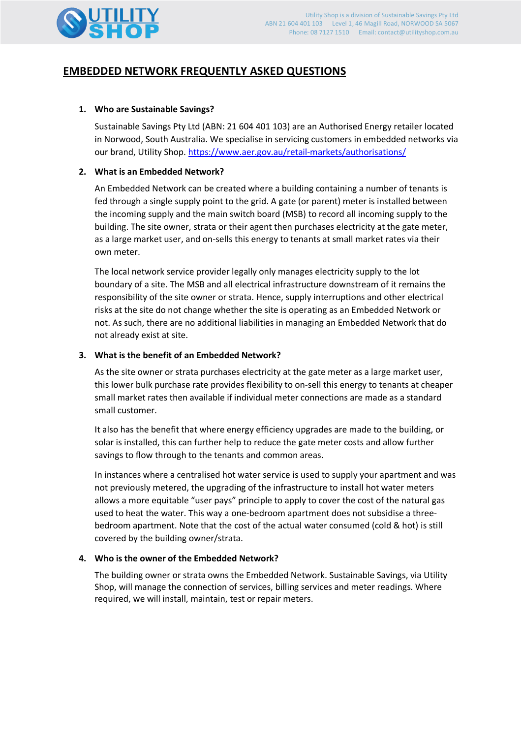# EMBEDDED NETWORK FREQUENTLY ASKED QUESTIONS

1. **Who are Sustainable Savings?**

   Sustainable Savings Pty Ltd (ABN: 21 604 401 103) are an Authorised Energy retailer located in Norwood, South Australia. We specialise in servicing customers in embedded networks via our brand, Utility Shop. https://www.aer.gov.au/retail-markets/authorisations/

2. **What is an Embedded Network?**

   An Embedded Network can be created where a building containing a number of tenants is fed through a single supply point to the grid. A gate (or parent) meter is installed between the incoming supply and the main switch board (MSB) to record all incoming supply to the building. The site owner, strata or their agent then purchases electricity at the gate meter, as a large market user, and on-sells this energy to tenants at small market rates via their own meter.

   The local network service provider legally only manages electricity supply to the lot boundary of a site. The MSB and all electrical infrastructure downstream of it remains the responsibility of the site owner or strata. Hence, supply interruptions and other electrical risks at the site do not change whether the site is operating as an Embedded Network or not. As such, there are no additional liabilities in managing an Embedded Network that do not already exist at site.

3. **What is the benefit of an Embedded Network?**

   As the site owner or strata purchases electricity at the gate meter as a large market user, this lower bulk purchase rate provides flexibility to on-sell this energy to tenants at cheaper small market rates then available if individual meter connections are made as a standard small customer.

   It also has the benefit that where energy efficiency upgrades are made to the building, or solar is installed, this can further help to reduce the gate meter costs and allow further savings to flow through to the tenants and common areas.

   In instances where a centralised hot water service is used to supply your apartment and was not previously metered, the upgrading of the infrastructure to install hot water meters allows a more equitable "user pays" principle to apply to cover the cost of the natural gas used to heat the water. This way a one-bedroom apartment does not subsidise a three-bedroom apartment. Note that the cost of the actual water consumed (cold & hot) is still covered by the building owner/strata.

4. **Who is the owner of the Embedded Network?**

   The building owner or strata owns the Embedded Network. Sustainable Savings, via Utility Shop, will manage the connection of services, billing services and meter readings. Where required, we will install, maintain, test or repair meters.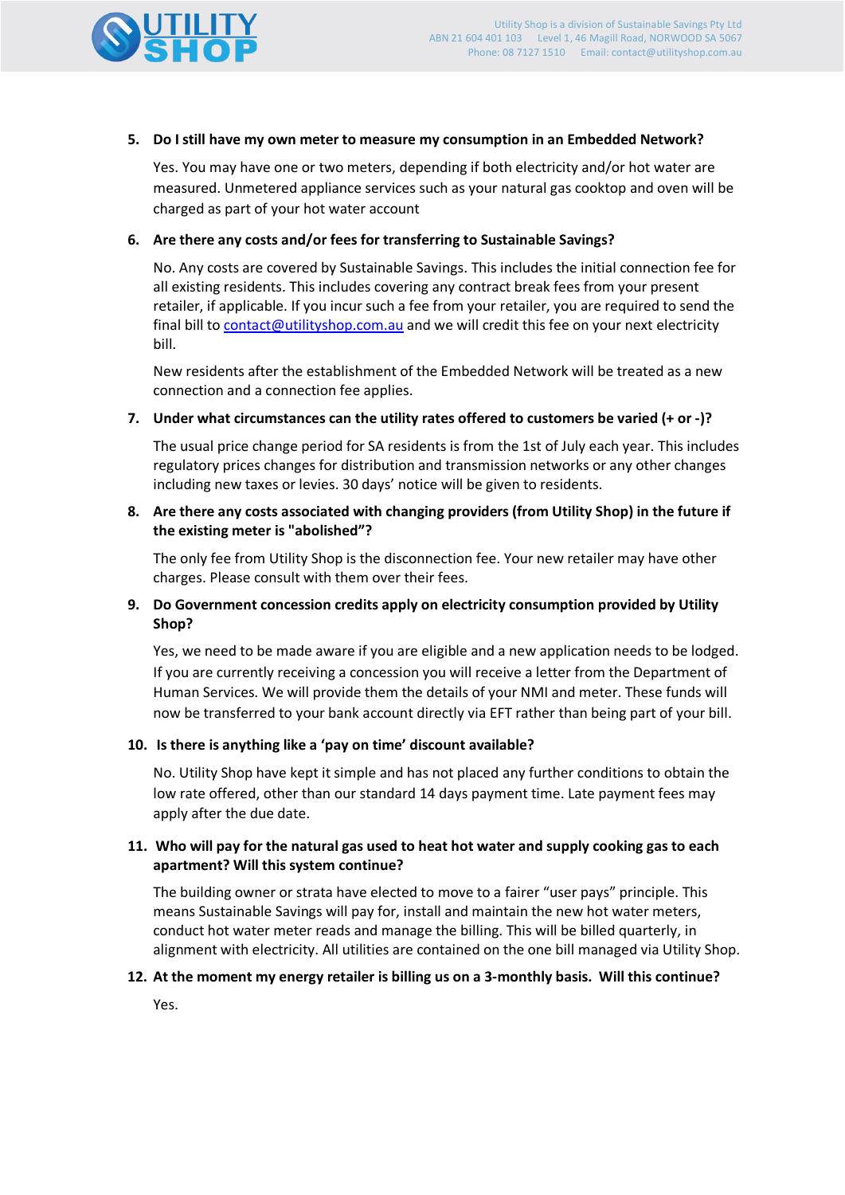5. **Do I still have my own meter to measure my consumption in an Embedded Network?**

   Yes. You may have one or two meters, depending if both electricity and/or hot water are measured. Unmetered appliance services such as your natural gas cooktop and oven will be charged as part of your hot water account

6. **Are there any costs and/or fees for transferring to Sustainable Savings?**

   No. Any costs are covered by Sustainable Savings. This includes the initial connection fee for all existing residents. This includes covering any contract break fees from your present retailer, if applicable. If you incur such a fee from your retailer, you are required to send the final bill to contact@utilityshop.com.au and we will credit this fee on your next electricity bill.

   New residents after the establishment of the Embedded Network will be treated as a new connection and a connection fee applies.

7. **Under what circumstances can the utility rates offered to customers be varied (+ or -)?**

   The usual price change period for SA residents is from the 1st of July each year. This includes regulatory prices changes for distribution and transmission networks or any other changes including new taxes or levies. 30 days' notice will be given to residents.

8. **Are there any costs associated with changing providers (from Utility Shop) in the future if the existing meter is "abolished"?**

   The only fee from Utility Shop is the disconnection fee. Your new retailer may have other charges. Please consult with them over their fees.

9. **Do Government concession credits apply on electricity consumption provided by Utility Shop?**

   Yes, we need to be made aware if you are eligible and a new application needs to be lodged. If you are currently receiving a concession you will receive a letter from the Department of Human Services. We will provide them the details of your NMI and meter. These funds will now be transferred to your bank account directly via EFT rather than being part of your bill.

10. **Is there is anything like a 'pay on time' discount available?**

    No. Utility Shop have kept it simple and has not placed any further conditions to obtain the low rate offered, other than our standard 14 days payment time. Late payment fees may apply after the due date.

11. **Who will pay for the natural gas used to heat hot water and supply cooking gas to each apartment? Will this system continue?**

    The building owner or strata have elected to move to a fairer "user pays" principle. This means Sustainable Savings will pay for, install and maintain the new hot water meters, conduct hot water meter reads and manage the billing. This will be billed quarterly, in alignment with electricity. All utilities are contained on the one bill managed via Utility Shop.

12. **At the moment my energy retailer is billing us on a 3-monthly basis. Will this continue?**

    Yes.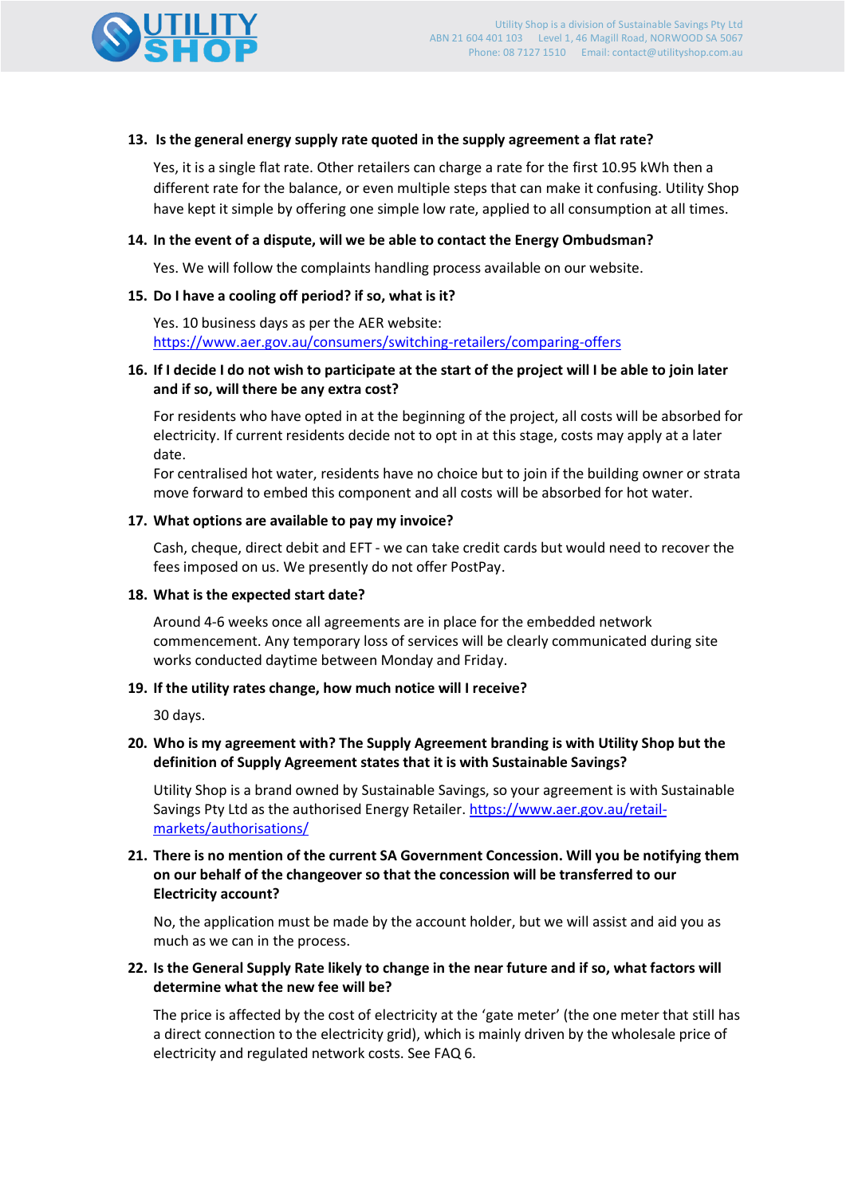**13. Is the general energy supply rate quoted in the supply agreement a flat rate?**

Yes, it is a single flat rate. Other retailers can charge a rate for the first 10.95 kWh then a different rate for the balance, or even multiple steps that can make it confusing. Utility Shop have kept it simple by offering one simple low rate, applied to all consumption at all times.

**14. In the event of a dispute, will we be able to contact the Energy Ombudsman?**

Yes. We will follow the complaints handling process available on our website.

**15. Do I have a cooling off period? if so, what is it?**

Yes. 10 business days as per the AER website: [https://www.aer.gov.au/consumers/switching-retailers/comparing-offers](https://www.aer.gov.au/consumers/switching-retailers/comparing-offers)

**16. If I decide I do not wish to participate at the start of the project will I be able to join later and if so, will there be any extra cost?**

For residents who have opted in at the beginning of the project, all costs will be absorbed for electricity. If current residents decide not to opt in at this stage, costs may apply at a later date.

For centralised hot water, residents have no choice but to join if the building owner or strata move forward to embed this component and all costs will be absorbed for hot water.

**17. What options are available to pay my invoice?**

Cash, cheque, direct debit and EFT - we can take credit cards but would need to recover the fees imposed on us. We presently do not offer PostPay.

**18. What is the expected start date?**

Around 4-6 weeks once all agreements are in place for the embedded network commencement. Any temporary loss of services will be clearly communicated during site works conducted daytime between Monday and Friday.

**19. If the utility rates change, how much notice will I receive?**

30 days.

**20. Who is my agreement with? The Supply Agreement branding is with Utility Shop but the definition of Supply Agreement states that it is with Sustainable Savings?**

Utility Shop is a brand owned by Sustainable Savings, so your agreement is with Sustainable Savings Pty Ltd as the authorised Energy Retailer. [https://www.aer.gov.au/retail-markets/authorisations/](https://www.aer.gov.au/retail-markets/authorisations/)

**21. There is no mention of the current SA Government Concession. Will you be notifying them on our behalf of the changeover so that the concession will be transferred to our Electricity account?**

No, the application must be made by the account holder, but we will assist and aid you as much as we can in the process.

**22. Is the General Supply Rate likely to change in the near future and if so, what factors will determine what the new fee will be?**

The price is affected by the cost of electricity at the 'gate meter' (the one meter that still has a direct connection to the electricity grid), which is mainly driven by the wholesale price of electricity and regulated network costs. See FAQ 6.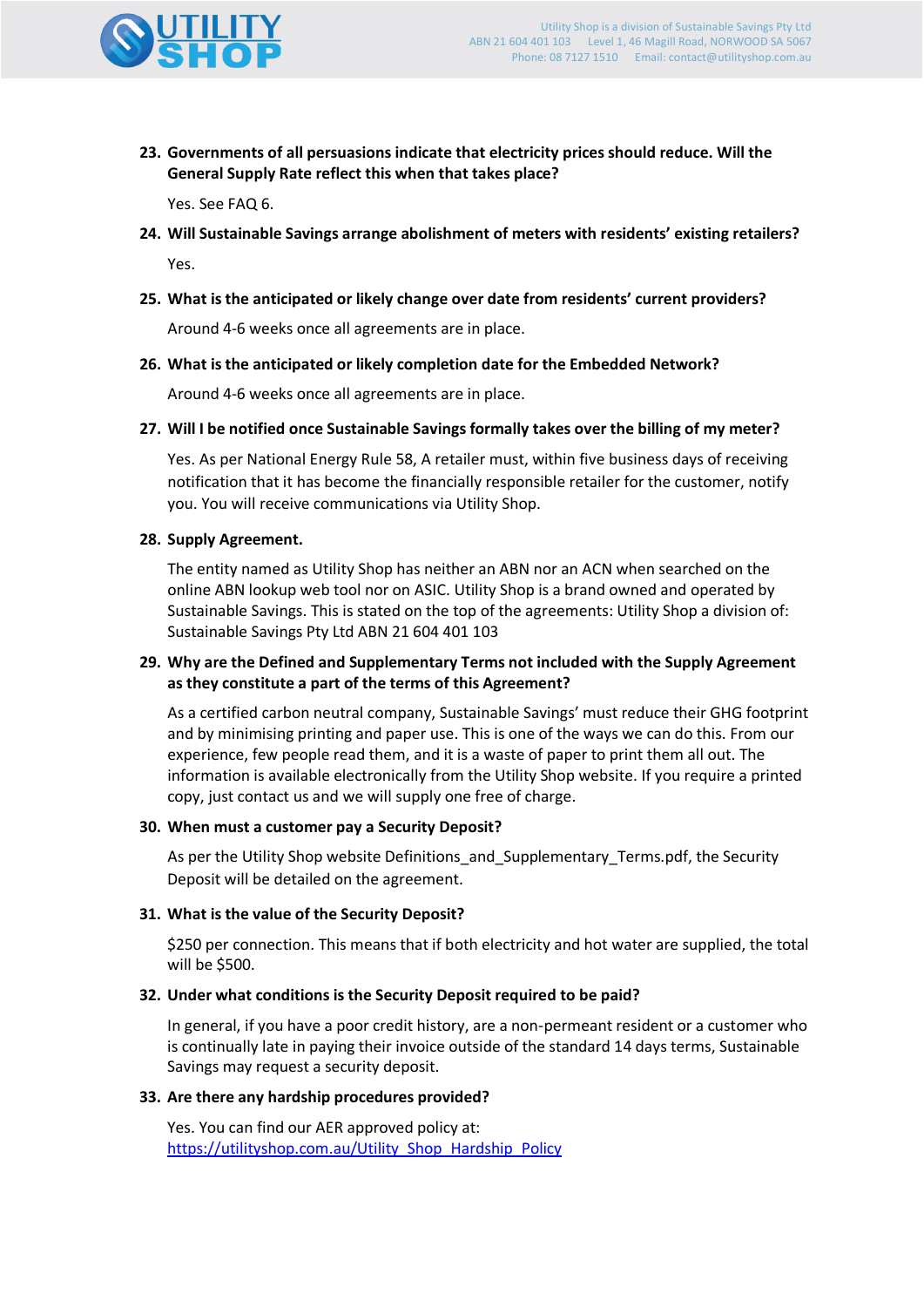23. **Governments of all persuasions indicate that electricity prices should reduce. Will the General Supply Rate reflect this when that takes place?**

    Yes. See FAQ 6.

24. **Will Sustainable Savings arrange abolishment of meters with residents' existing retailers?**

    Yes.

25. **What is the anticipated or likely change over date from residents' current providers?**

    Around 4-6 weeks once all agreements are in place.

26. **What is the anticipated or likely completion date for the Embedded Network?**

    Around 4-6 weeks once all agreements are in place.

27. **Will I be notified once Sustainable Savings formally takes over the billing of my meter?**

    Yes. As per National Energy Rule 58, A retailer must, within five business days of receiving notification that it has become the financially responsible retailer for the customer, notify you. You will receive communications via Utility Shop.

28. **Supply Agreement.**

    The entity named as Utility Shop has neither an ABN nor an ACN when searched on the online ABN lookup web tool nor on ASIC. Utility Shop is a brand owned and operated by Sustainable Savings. This is stated on the top of the agreements: Utility Shop a division of: Sustainable Savings Pty Ltd ABN 21 604 401 103

29. **Why are the Defined and Supplementary Terms not included with the Supply Agreement as they constitute a part of the terms of this Agreement?**

    As a certified carbon neutral company, Sustainable Savings' must reduce their GHG footprint and by minimising printing and paper use. This is one of the ways we can do this. From our experience, few people read them, and it is a waste of paper to print them all out. The information is available electronically from the Utility Shop website. If you require a printed copy, just contact us and we will supply one free of charge.

30. **When must a customer pay a Security Deposit?**

    As per the Utility Shop website Definitions_and_Supplementary_Terms.pdf, the Security Deposit will be detailed on the agreement.

31. **What is the value of the Security Deposit?**

    $250 per connection. This means that if both electricity and hot water are supplied, the total will be $500.

32. **Under what conditions is the Security Deposit required to be paid?**

    In general, if you have a poor credit history, are a non-permeant resident or a customer who is continually late in paying their invoice outside of the standard 14 days terms, Sustainable Savings may request a security deposit.

33. **Are there any hardship procedures provided?**

    Yes. You can find our AER approved policy at: [https://utilityshop.com.au/Utility_Shop_Hardship_Policy](https://utilityshop.com.au/Utility_Shop_Hardship_Policy)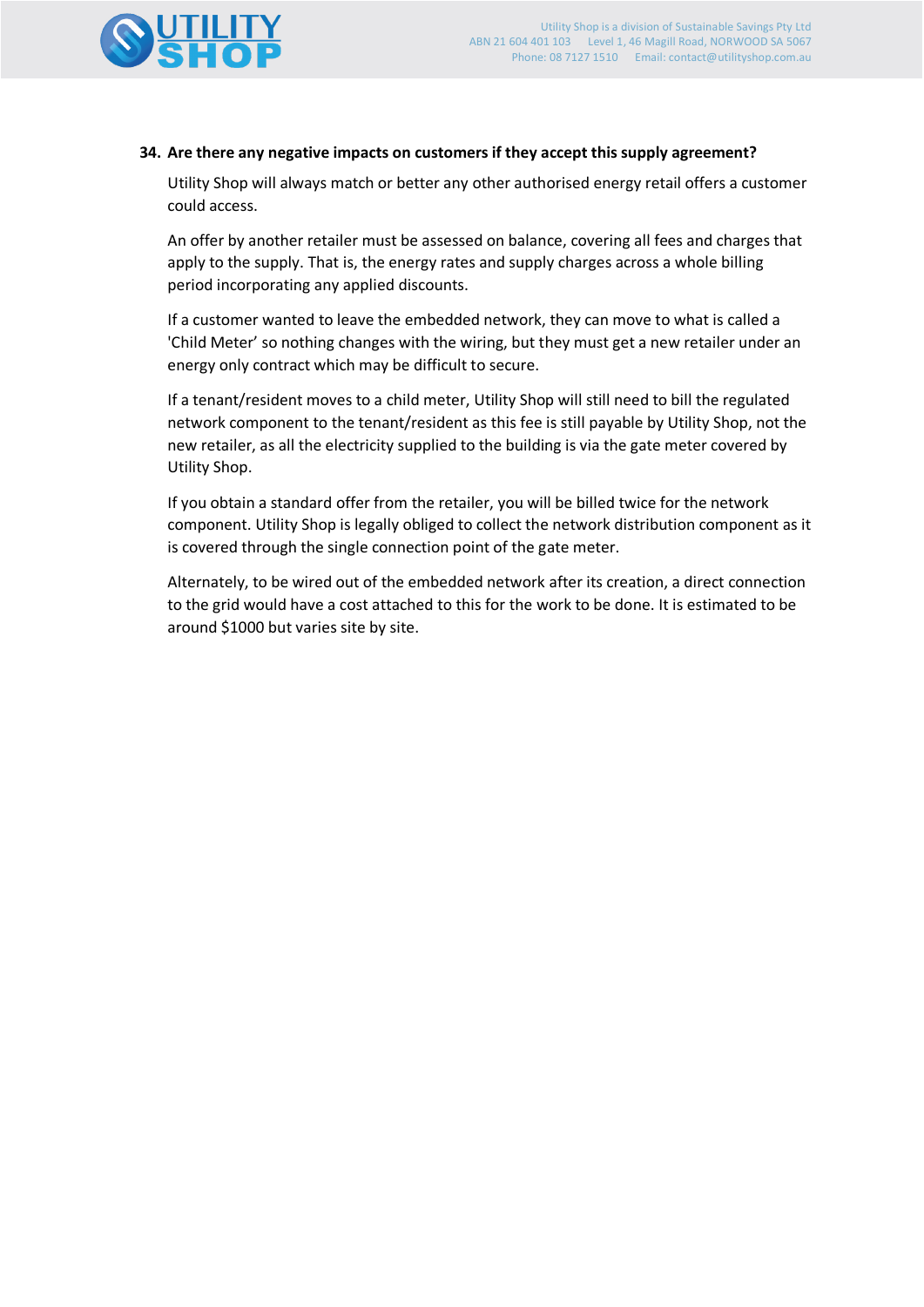**34. Are there any negative impacts on customers if they accept this supply agreement?**

Utility Shop will always match or better any other authorised energy retail offers a customer could access.

An offer by another retailer must be assessed on balance, covering all fees and charges that apply to the supply. That is, the energy rates and supply charges across a whole billing period incorporating any applied discounts.

If a customer wanted to leave the embedded network, they can move to what is called a 'Child Meter' so nothing changes with the wiring, but they must get a new retailer under an energy only contract which may be difficult to secure.

If a tenant/resident moves to a child meter, Utility Shop will still need to bill the regulated network component to the tenant/resident as this fee is still payable by Utility Shop, not the new retailer, as all the electricity supplied to the building is via the gate meter covered by Utility Shop.

If you obtain a standard offer from the retailer, you will be billed twice for the network component. Utility Shop is legally obliged to collect the network distribution component as it is covered through the single connection point of the gate meter.

Alternately, to be wired out of the embedded network after its creation, a direct connection to the grid would have a cost attached to this for the work to be done. It is estimated to be around $1000 but varies site by site.